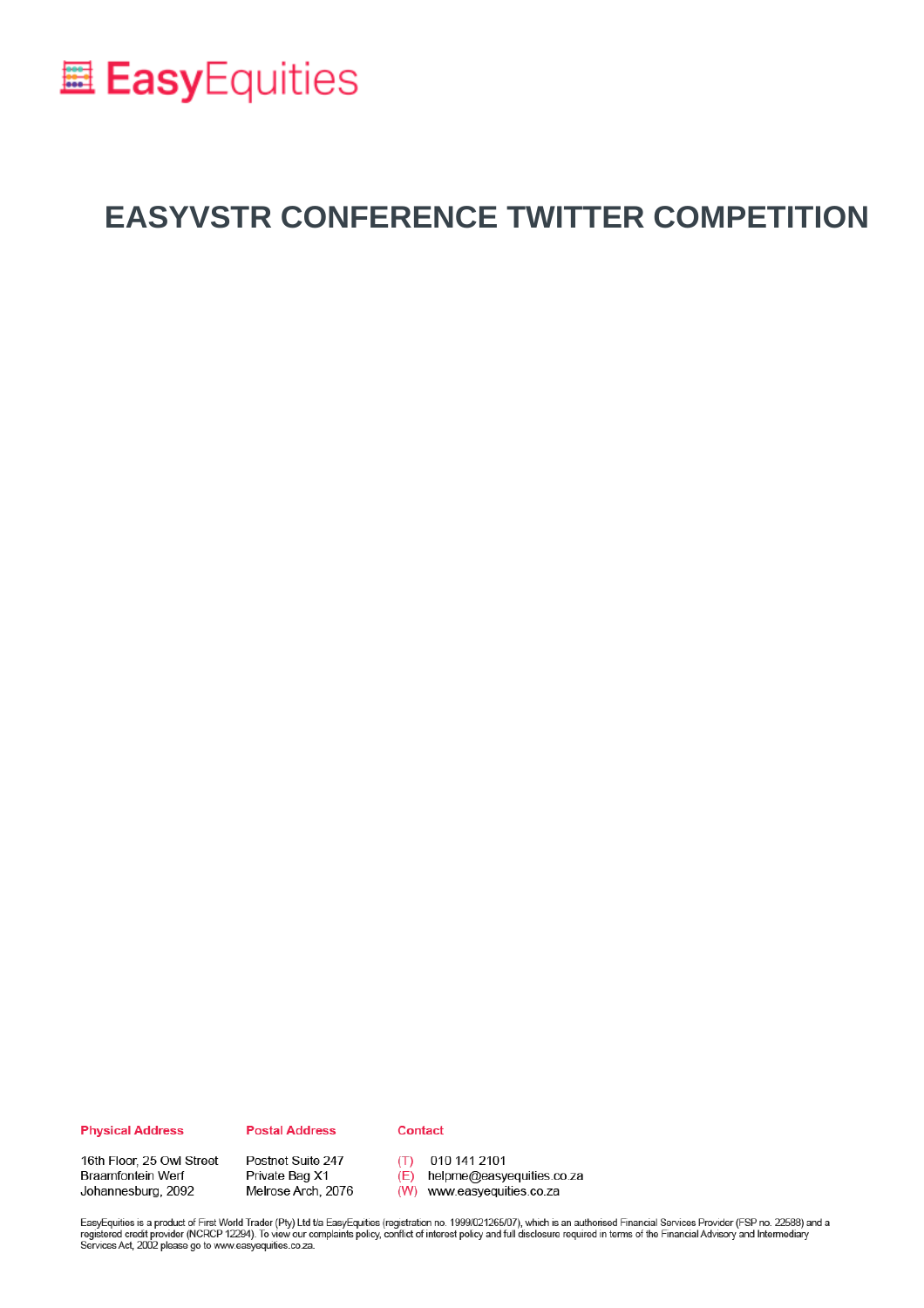# EASYVSTR CONFERENCE TWITTER COMPETITION

**Physical Address**

16th Floor, 25 Owl Street
Braamfontein Werf
Johannesburg, 2092

**Postal Address**

Postnet Suite 247
Private Bag X1
Melrose Arch, 2076

**Contact**

(T) 010 141 2101
(E) helpme@easyequities.co.za
(W) www.easyequities.co.za

EasyEquities is a product of First World Trader (Pty) Ltd t/a EasyEquities (registration no. 1999/021265/07), which is an authorised Financial Services Provider (FSP no. 22588) and a registered credit provider (NCRCP 12294). To view our complaints policy, conflict of interest policy and full disclosure required in terms of the Financial Advisory and Intermediary Services Act, 2002 please go to www.easyequities.co.za.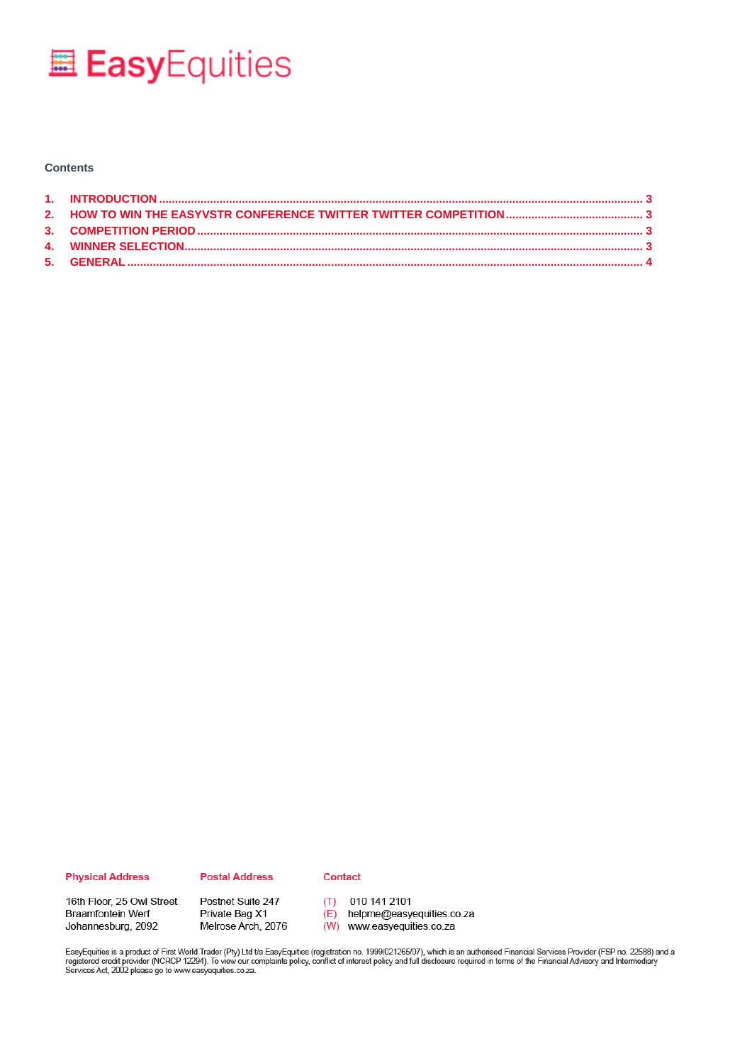EasyEquities

**Contents**

1. INTRODUCTION ........................................................................ 3
2. HOW TO WIN THE EASYVSTR CONFERENCE TWITTER TWITTER COMPETITION ........................................ 3
3. COMPETITION PERIOD ........................................................................ 3
4. WINNER SELECTION ........................................................................ 3
5. GENERAL ........................................................................ 4

**Physical Address**

16th Floor, 25 Owl Street
Braamfontein Werf
Johannesburg, 2092

**Postal Address**

Postnet Suite 247
Private Bag X1
Melrose Arch, 2076

**Contact**

(T) 010 141 2101
(E) helpme@easyequities.co.za
(W) www.easyequities.co.za

EasyEquities is a product of First World Trader (Pty) Ltd t/a EasyEquities (registration no. 1999/021265/07), which is an authorised Financial Services Provider (FSP no. 22588) and a registered credit provider (NCRCP 12294). To view our complaints policy, conflict of interest policy and full disclosure required in terms of the Financial Advisory and Intermediary Services Act, 2002 please go to www.easyequities.co.za.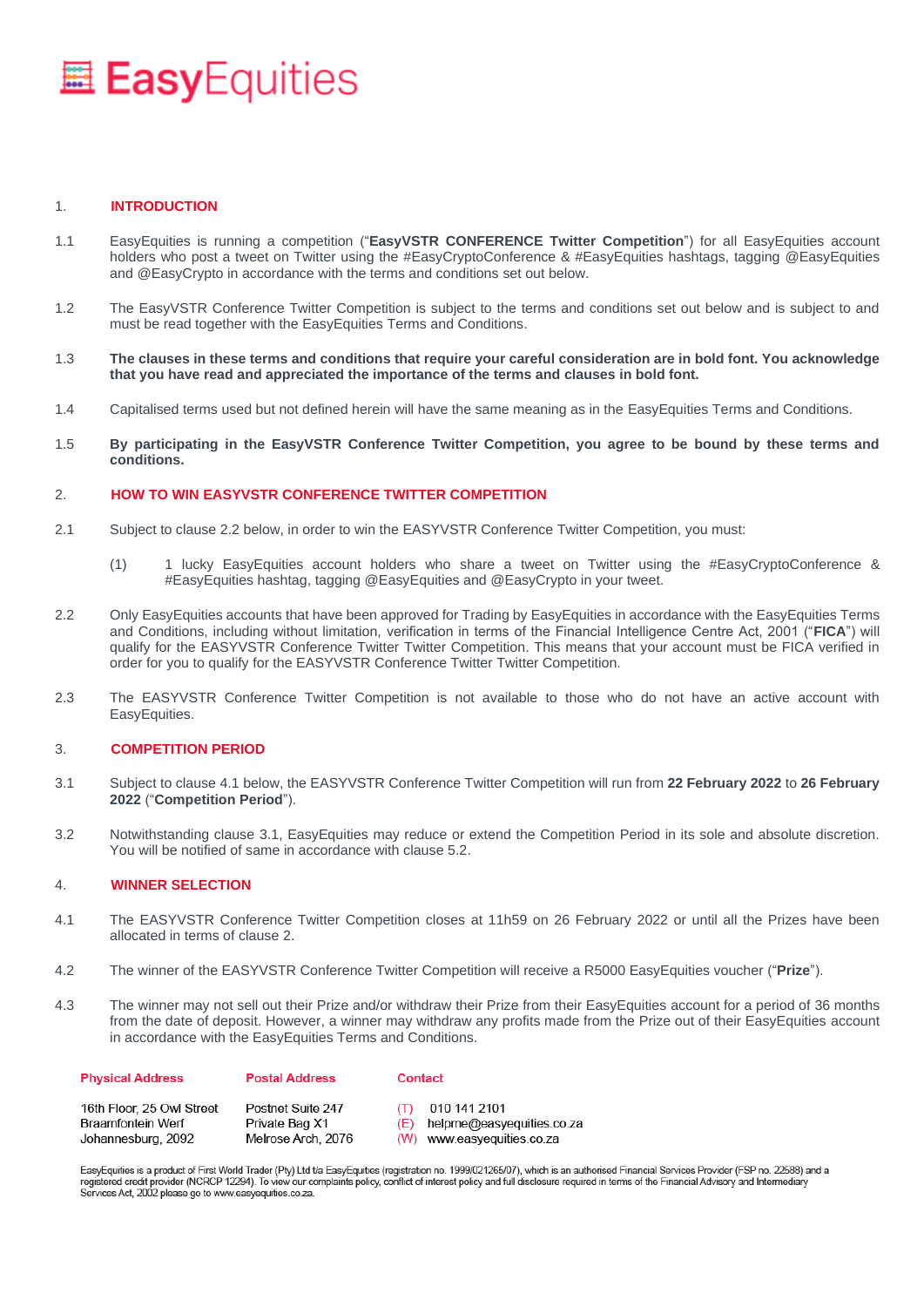# EasyEquities

1. **INTRODUCTION**

1.1 EasyEquities is running a competition ("**EasyVSTR CONFERENCE Twitter Competition**") for all EasyEquities account holders who post a tweet on Twitter using the #EasyCryptoConference & #EasyEquities hashtags, tagging @EasyEquities and @EasyCrypto in accordance with the terms and conditions set out below.

1.2 The EasyVSTR Conference Twitter Competition is subject to the terms and conditions set out below and is subject to and must be read together with the EasyEquities Terms and Conditions.

1.3 **The clauses in these terms and conditions that require your careful consideration are in bold font. You acknowledge that you have read and appreciated the importance of the terms and clauses in bold font.**

1.4 Capitalised terms used but not defined herein will have the same meaning as in the EasyEquities Terms and Conditions.

1.5 **By participating in the EasyVSTR Conference Twitter Competition, you agree to be bound by these terms and conditions.**

2. **HOW TO WIN EASYVSTR CONFERENCE TWITTER COMPETITION**

2.1 Subject to clause 2.2 below, in order to win the EASYVSTR Conference Twitter Competition, you must:

(1) 1 lucky EasyEquities account holders who share a tweet on Twitter using the #EasyCryptoConference & #EasyEquities hashtag, tagging @EasyEquities and @EasyCrypto in your tweet.

2.2 Only EasyEquities accounts that have been approved for Trading by EasyEquities in accordance with the EasyEquities Terms and Conditions, including without limitation, verification in terms of the Financial Intelligence Centre Act, 2001 ("**FICA**") will qualify for the EASYVSTR Conference Twitter Twitter Competition. This means that your account must be FICA verified in order for you to qualify for the EASYVSTR Conference Twitter Twitter Competition.

2.3 The EASYVSTR Conference Twitter Competition is not available to those who do not have an active account with EasyEquities.

3. **COMPETITION PERIOD**

3.1 Subject to clause 4.1 below, the EASYVSTR Conference Twitter Competition will run from **22 February 2022** to **26 February 2022** ("**Competition Period**").

3.2 Notwithstanding clause 3.1, EasyEquities may reduce or extend the Competition Period in its sole and absolute discretion. You will be notified of same in accordance with clause 5.2.

4. **WINNER SELECTION**

4.1 The EASYVSTR Conference Twitter Competition closes at 11h59 on 26 February 2022 or until all the Prizes have been allocated in terms of clause 2.

4.2 The winner of the EASYVSTR Conference Twitter Competition will receive a R5000 EasyEquities voucher ("**Prize**").

4.3 The winner may not sell out their Prize and/or withdraw their Prize from their EasyEquities account for a period of 36 months from the date of deposit. However, a winner may withdraw any profits made from the Prize out of their EasyEquities account in accordance with the EasyEquities Terms and Conditions.

| Physical Address | Postal Address | Contact |
|---|---|---|
| 16th Floor, 25 Owl Street | Postnet Suite 247 | (T) 010 141 2101 |
| Braamfontein Werf | Private Bag X1 | (E) helpme@easyequities.co.za |
| Johannesburg, 2092 | Melrose Arch, 2076 | (W) www.easyequities.co.za |

EasyEquities is a product of First World Trader (Pty) Ltd t/a EasyEquities (registration no. 1999/021265/07), which is an authorised Financial Services Provider (FSP no. 22588) and a registered credit provider (NCRCP 12294). To view our complaints policy, conflict of interest policy and full disclosure required in terms of the Financial Advisory and Intermediary Services Act, 2002 please go to www.easyequities.co.za.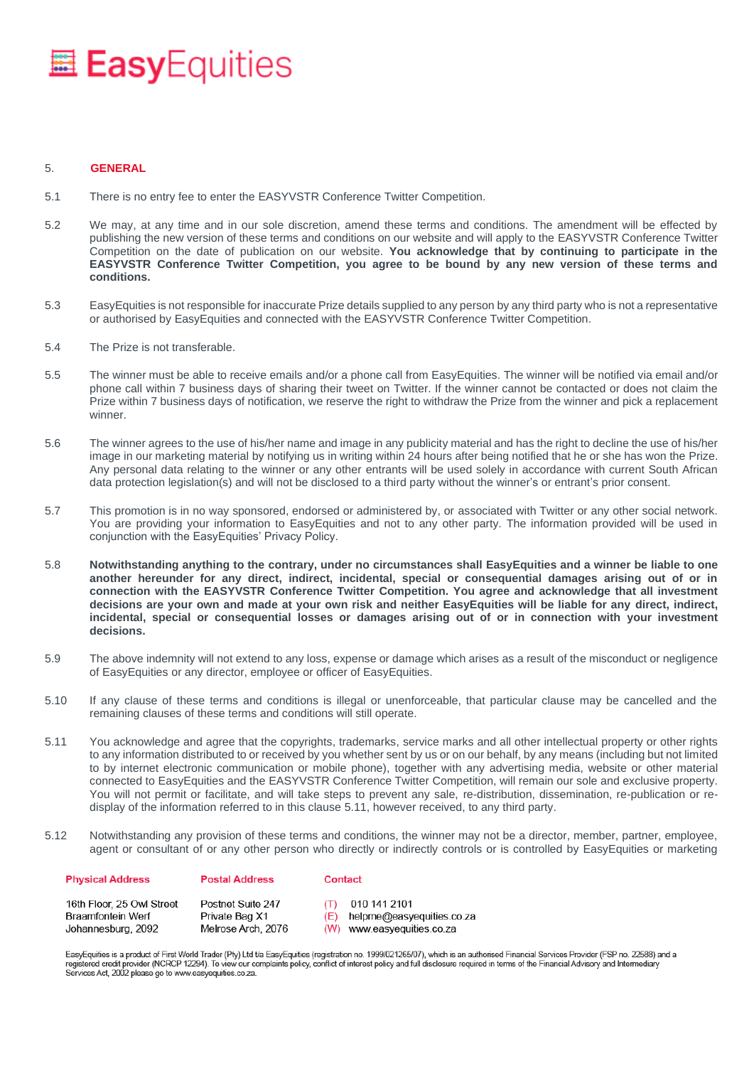5. **GENERAL**

5.1 There is no entry fee to enter the EASYVSTR Conference Twitter Competition.

5.2 We may, at any time and in our sole discretion, amend these terms and conditions. The amendment will be effected by publishing the new version of these terms and conditions on our website and will apply to the EASYVSTR Conference Twitter Competition on the date of publication on our website. **You acknowledge that by continuing to participate in the EASYVSTR Conference Twitter Competition, you agree to be bound by any new version of these terms and conditions.**

5.3 EasyEquities is not responsible for inaccurate Prize details supplied to any person by any third party who is not a representative or authorised by EasyEquities and connected with the EASYVSTR Conference Twitter Competition.

5.4 The Prize is not transferable.

5.5 The winner must be able to receive emails and/or a phone call from EasyEquities. The winner will be notified via email and/or phone call within 7 business days of sharing their tweet on Twitter. If the winner cannot be contacted or does not claim the Prize within 7 business days of notification, we reserve the right to withdraw the Prize from the winner and pick a replacement winner.

5.6 The winner agrees to the use of his/her name and image in any publicity material and has the right to decline the use of his/her image in our marketing material by notifying us in writing within 24 hours after being notified that he or she has won the Prize. Any personal data relating to the winner or any other entrants will be used solely in accordance with current South African data protection legislation(s) and will not be disclosed to a third party without the winner's or entrant's prior consent.

5.7 This promotion is in no way sponsored, endorsed or administered by, or associated with Twitter or any other social network. You are providing your information to EasyEquities and not to any other party. The information provided will be used in conjunction with the EasyEquities' Privacy Policy.

5.8 **Notwithstanding anything to the contrary, under no circumstances shall EasyEquities and a winner be liable to one another hereunder for any direct, indirect, incidental, special or consequential damages arising out of or in connection with the EASYVSTR Conference Twitter Competition. You agree and acknowledge that all investment decisions are your own and made at your own risk and neither EasyEquities will be liable for any direct, indirect, incidental, special or consequential losses or damages arising out of or in connection with your investment decisions.**

5.9 The above indemnity will not extend to any loss, expense or damage which arises as a result of the misconduct or negligence of EasyEquities or any director, employee or officer of EasyEquities.

5.10 If any clause of these terms and conditions is illegal or unenforceable, that particular clause may be cancelled and the remaining clauses of these terms and conditions will still operate.

5.11 You acknowledge and agree that the copyrights, trademarks, service marks and all other intellectual property or other rights to any information distributed to or received by you whether sent by us or on our behalf, by any means (including but not limited to by internet electronic communication or mobile phone), together with any advertising media, website or other material connected to EasyEquities and the EASYVSTR Conference Twitter Competition, will remain our sole and exclusive property. You will not permit or facilitate, and will take steps to prevent any sale, re-distribution, dissemination, re-publication or re-display of the information referred to in this clause 5.11, however received, to any third party.

5.12 Notwithstanding any provision of these terms and conditions, the winner may not be a director, member, partner, employee, agent or consultant of or any other person who directly or indirectly controls or is controlled by EasyEquities or marketing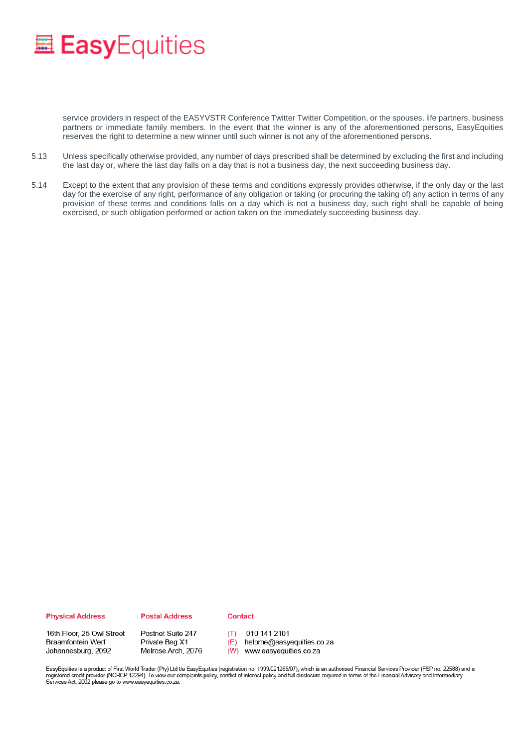service providers in respect of the EASYVSTR Conference Twitter Twitter Competition, or the spouses, life partners, business partners or immediate family members. In the event that the winner is any of the aforementioned persons, EasyEquities reserves the right to determine a new winner until such winner is not any of the aforementioned persons.

5.13 Unless specifically otherwise provided, any number of days prescribed shall be determined by excluding the first and including the last day or, where the last day falls on a day that is not a business day, the next succeeding business day.

5.14 Except to the extent that any provision of these terms and conditions expressly provides otherwise, if the only day or the last day for the exercise of any right, performance of any obligation or taking (or procuring the taking of) any action in terms of any provision of these terms and conditions falls on a day which is not a business day, such right shall be capable of being exercised, or such obligation performed or action taken on the immediately succeeding business day.